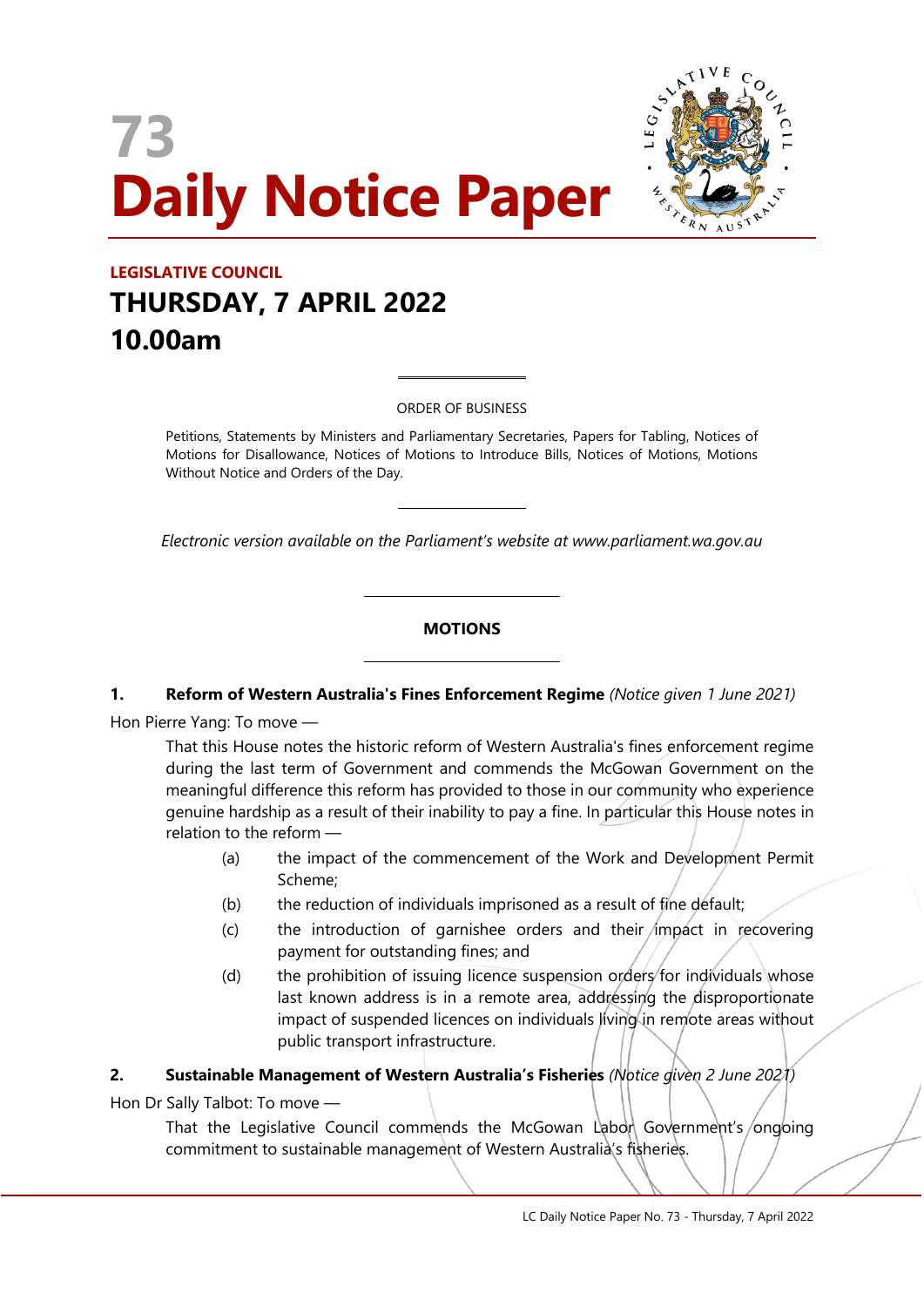# 73 Daily Notice Paper

**LEGISLATIVE COUNCIL**

## THURSDAY, 7 APRIL 2022
## 10.00am

ORDER OF BUSINESS

Petitions, Statements by Ministers and Parliamentary Secretaries, Papers for Tabling, Notices of Motions for Disallowance, Notices of Motions to Introduce Bills, Notices of Motions, Motions Without Notice and Orders of the Day.

*Electronic version available on the Parliament's website at www.parliament.wa.gov.au*

### MOTIONS

**1. Reform of Western Australia's Fines Enforcement Regime** *(Notice given 1 June 2021)*

Hon Pierre Yang: To move —

That this House notes the historic reform of Western Australia's fines enforcement regime during the last term of Government and commends the McGowan Government on the meaningful difference this reform has provided to those in our community who experience genuine hardship as a result of their inability to pay a fine. In particular this House notes in relation to the reform —

(a) the impact of the commencement of the Work and Development Permit Scheme;

(b) the reduction of individuals imprisoned as a result of fine default;

(c) the introduction of garnishee orders and their impact in recovering payment for outstanding fines; and

(d) the prohibition of issuing licence suspension orders for individuals whose last known address is in a remote area, addressing the disproportionate impact of suspended licences on individuals living in remote areas without public transport infrastructure.

**2. Sustainable Management of Western Australia's Fisheries** *(Notice given 2 June 2021)*

Hon Dr Sally Talbot: To move —

That the Legislative Council commends the McGowan Labor Government's ongoing commitment to sustainable management of Western Australia's fisheries.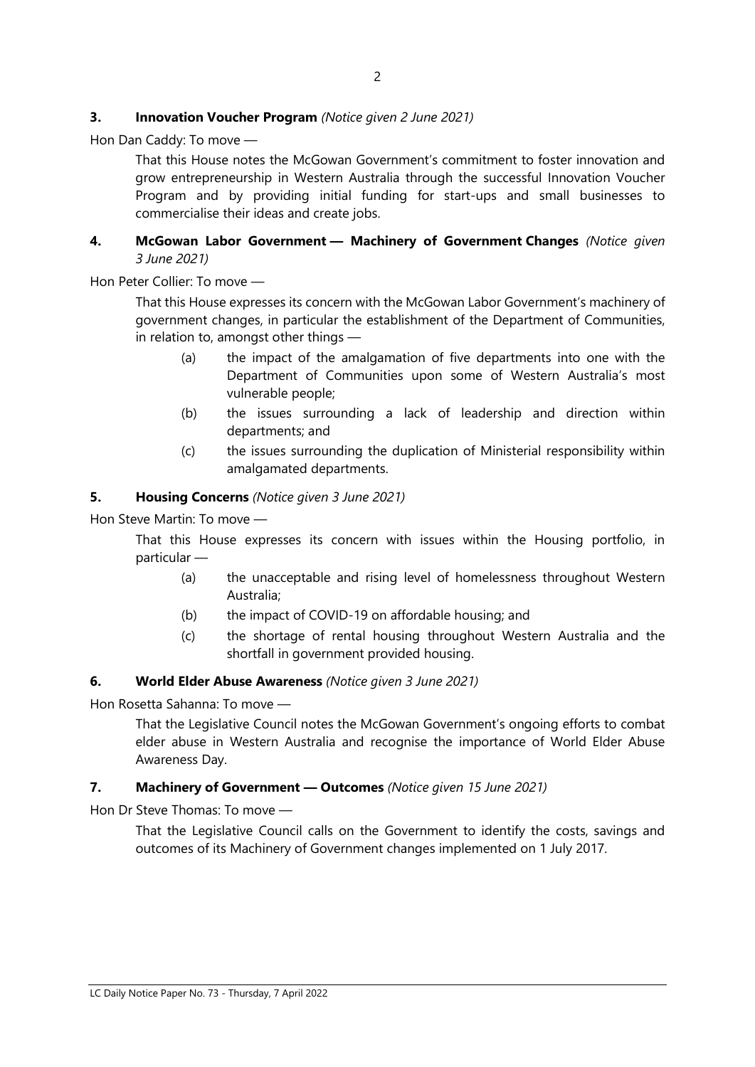**3. Innovation Voucher Program** *(Notice given 2 June 2021)*

Hon Dan Caddy: To move —

That this House notes the McGowan Government's commitment to foster innovation and grow entrepreneurship in Western Australia through the successful Innovation Voucher Program and by providing initial funding for start-ups and small businesses to commercialise their ideas and create jobs.

**4. McGowan Labor Government — Machinery of Government Changes** *(Notice given 3 June 2021)*

Hon Peter Collier: To move —

That this House expresses its concern with the McGowan Labor Government's machinery of government changes, in particular the establishment of the Department of Communities, in relation to, amongst other things —

(a) the impact of the amalgamation of five departments into one with the Department of Communities upon some of Western Australia's most vulnerable people;

(b) the issues surrounding a lack of leadership and direction within departments; and

(c) the issues surrounding the duplication of Ministerial responsibility within amalgamated departments.

**5. Housing Concerns** *(Notice given 3 June 2021)*

Hon Steve Martin: To move —

That this House expresses its concern with issues within the Housing portfolio, in particular —

(a) the unacceptable and rising level of homelessness throughout Western Australia;

(b) the impact of COVID-19 on affordable housing; and

(c) the shortage of rental housing throughout Western Australia and the shortfall in government provided housing.

**6. World Elder Abuse Awareness** *(Notice given 3 June 2021)*

Hon Rosetta Sahanna: To move —

That the Legislative Council notes the McGowan Government's ongoing efforts to combat elder abuse in Western Australia and recognise the importance of World Elder Abuse Awareness Day.

**7. Machinery of Government — Outcomes** *(Notice given 15 June 2021)*

Hon Dr Steve Thomas: To move —

That the Legislative Council calls on the Government to identify the costs, savings and outcomes of its Machinery of Government changes implemented on 1 July 2017.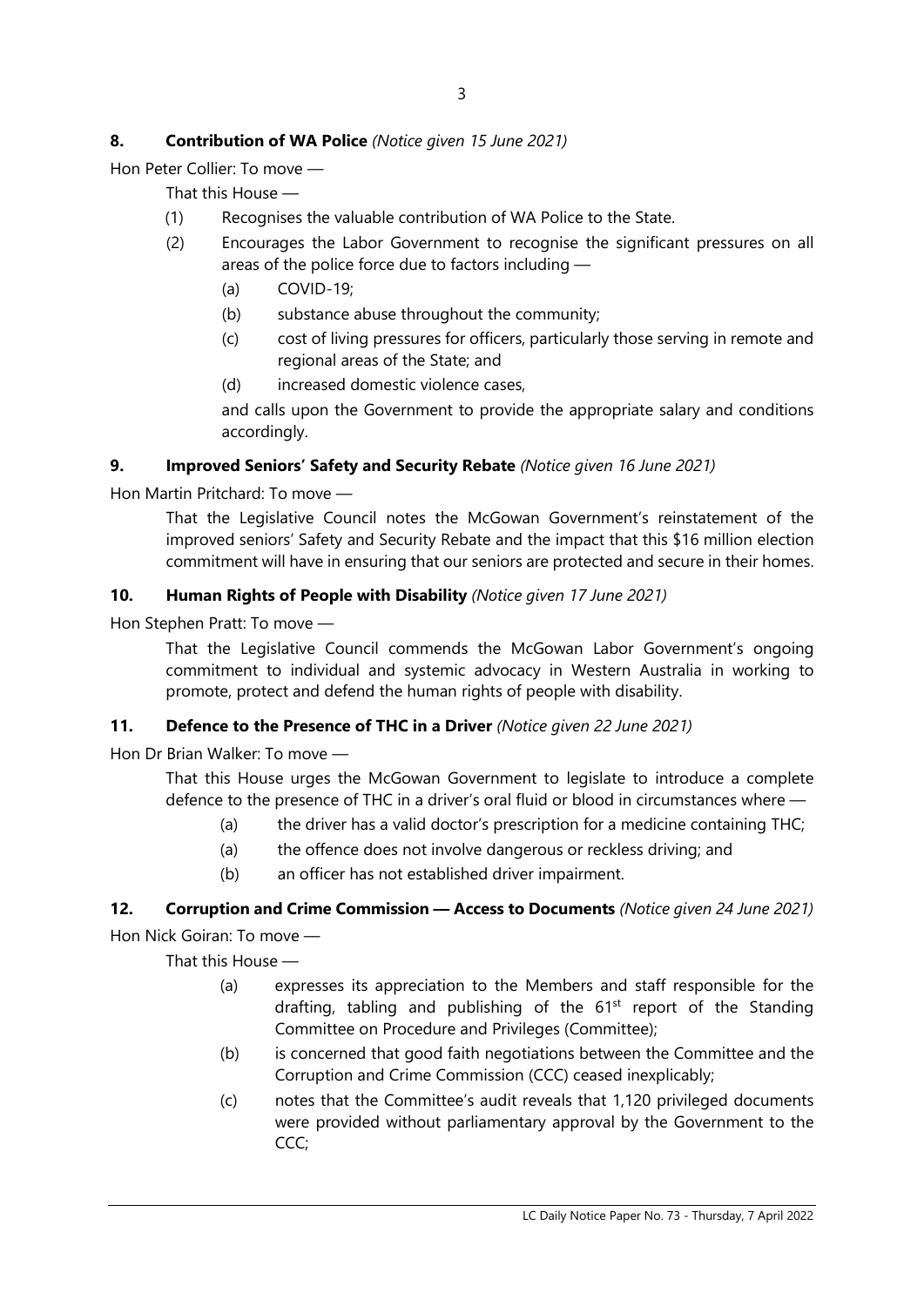**8. Contribution of WA Police** *(Notice given 15 June 2021)*

Hon Peter Collier: To move —

That this House —

(1) Recognises the valuable contribution of WA Police to the State.

(2) Encourages the Labor Government to recognise the significant pressures on all areas of the police force due to factors including —

(a) COVID-19;

(b) substance abuse throughout the community;

(c) cost of living pressures for officers, particularly those serving in remote and regional areas of the State; and

(d) increased domestic violence cases,

and calls upon the Government to provide the appropriate salary and conditions accordingly.

**9. Improved Seniors' Safety and Security Rebate** *(Notice given 16 June 2021)*

Hon Martin Pritchard: To move —

That the Legislative Council notes the McGowan Government's reinstatement of the improved seniors' Safety and Security Rebate and the impact that this $16 million election commitment will have in ensuring that our seniors are protected and secure in their homes.

**10. Human Rights of People with Disability** *(Notice given 17 June 2021)*

Hon Stephen Pratt: To move —

That the Legislative Council commends the McGowan Labor Government's ongoing commitment to individual and systemic advocacy in Western Australia in working to promote, protect and defend the human rights of people with disability.

**11. Defence to the Presence of THC in a Driver** *(Notice given 22 June 2021)*

Hon Dr Brian Walker: To move —

That this House urges the McGowan Government to legislate to introduce a complete defence to the presence of THC in a driver's oral fluid or blood in circumstances where —

(a) the driver has a valid doctor's prescription for a medicine containing THC;

(a) the offence does not involve dangerous or reckless driving; and

(b) an officer has not established driver impairment.

**12. Corruption and Crime Commission — Access to Documents** *(Notice given 24 June 2021)*

Hon Nick Goiran: To move —

That this House —

(a) expresses its appreciation to the Members and staff responsible for the drafting, tabling and publishing of the 61st report of the Standing Committee on Procedure and Privileges (Committee);

(b) is concerned that good faith negotiations between the Committee and the Corruption and Crime Commission (CCC) ceased inexplicably;

(c) notes that the Committee's audit reveals that 1,120 privileged documents were provided without parliamentary approval by the Government to the CCC;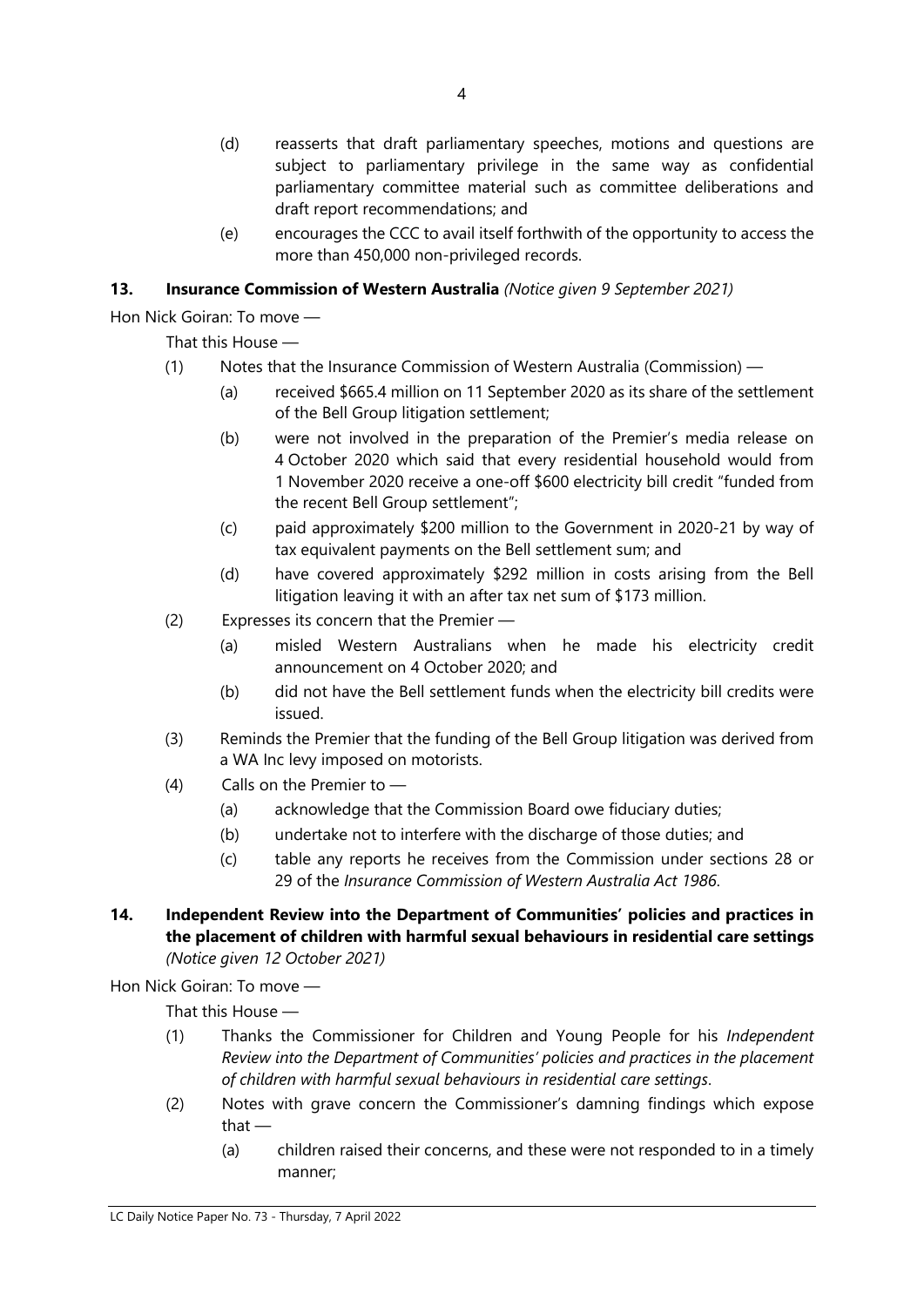(d) reasserts that draft parliamentary speeches, motions and questions are subject to parliamentary privilege in the same way as confidential parliamentary committee material such as committee deliberations and draft report recommendations; and

(e) encourages the CCC to avail itself forthwith of the opportunity to access the more than 450,000 non-privileged records.

**13. Insurance Commission of Western Australia** *(Notice given 9 September 2021)*

Hon Nick Goiran: To move —

That this House —

(1) Notes that the Insurance Commission of Western Australia (Commission) —

(a) received $665.4 million on 11 September 2020 as its share of the settlement of the Bell Group litigation settlement;

(b) were not involved in the preparation of the Premier's media release on 4 October 2020 which said that every residential household would from 1 November 2020 receive a one-off $600 electricity bill credit "funded from the recent Bell Group settlement";

(c) paid approximately $200 million to the Government in 2020-21 by way of tax equivalent payments on the Bell settlement sum; and

(d) have covered approximately $292 million in costs arising from the Bell litigation leaving it with an after tax net sum of $173 million.

(2) Expresses its concern that the Premier —

(a) misled Western Australians when he made his electricity credit announcement on 4 October 2020; and

(b) did not have the Bell settlement funds when the electricity bill credits were issued.

(3) Reminds the Premier that the funding of the Bell Group litigation was derived from a WA Inc levy imposed on motorists.

(4) Calls on the Premier to —

(a) acknowledge that the Commission Board owe fiduciary duties;

(b) undertake not to interfere with the discharge of those duties; and

(c) table any reports he receives from the Commission under sections 28 or 29 of the *Insurance Commission of Western Australia Act 1986*.

**14. Independent Review into the Department of Communities' policies and practices in the placement of children with harmful sexual behaviours in residential care settings** *(Notice given 12 October 2021)*

Hon Nick Goiran: To move —

That this House —

(1) Thanks the Commissioner for Children and Young People for his *Independent Review into the Department of Communities' policies and practices in the placement of children with harmful sexual behaviours in residential care settings*.

(2) Notes with grave concern the Commissioner's damning findings which expose that —

(a) children raised their concerns, and these were not responded to in a timely manner;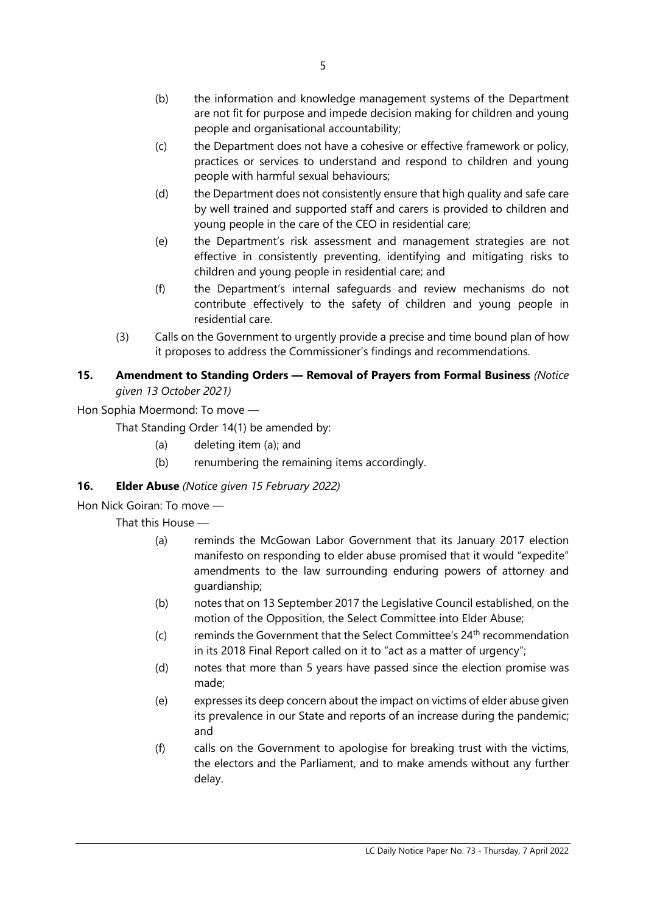(b) the information and knowledge management systems of the Department are not fit for purpose and impede decision making for children and young people and organisational accountability;

(c) the Department does not have a cohesive or effective framework or policy, practices or services to understand and respond to children and young people with harmful sexual behaviours;

(d) the Department does not consistently ensure that high quality and safe care by well trained and supported staff and carers is provided to children and young people in the care of the CEO in residential care;

(e) the Department's risk assessment and management strategies are not effective in consistently preventing, identifying and mitigating risks to children and young people in residential care; and

(f) the Department's internal safeguards and review mechanisms do not contribute effectively to the safety of children and young people in residential care.

(3) Calls on the Government to urgently provide a precise and time bound plan of how it proposes to address the Commissioner's findings and recommendations.

**15. Amendment to Standing Orders — Removal of Prayers from Formal Business** *(Notice given 13 October 2021)*

Hon Sophia Moermond: To move —

That Standing Order 14(1) be amended by:

(a) deleting item (a); and

(b) renumbering the remaining items accordingly.

**16. Elder Abuse** *(Notice given 15 February 2022)*

Hon Nick Goiran: To move —

That this House —

(a) reminds the McGowan Labor Government that its January 2017 election manifesto on responding to elder abuse promised that it would "expedite" amendments to the law surrounding enduring powers of attorney and guardianship;

(b) notes that on 13 September 2017 the Legislative Council established, on the motion of the Opposition, the Select Committee into Elder Abuse;

(c) reminds the Government that the Select Committee's 24th recommendation in its 2018 Final Report called on it to "act as a matter of urgency";

(d) notes that more than 5 years have passed since the election promise was made;

(e) expresses its deep concern about the impact on victims of elder abuse given its prevalence in our State and reports of an increase during the pandemic; and

(f) calls on the Government to apologise for breaking trust with the victims, the electors and the Parliament, and to make amends without any further delay.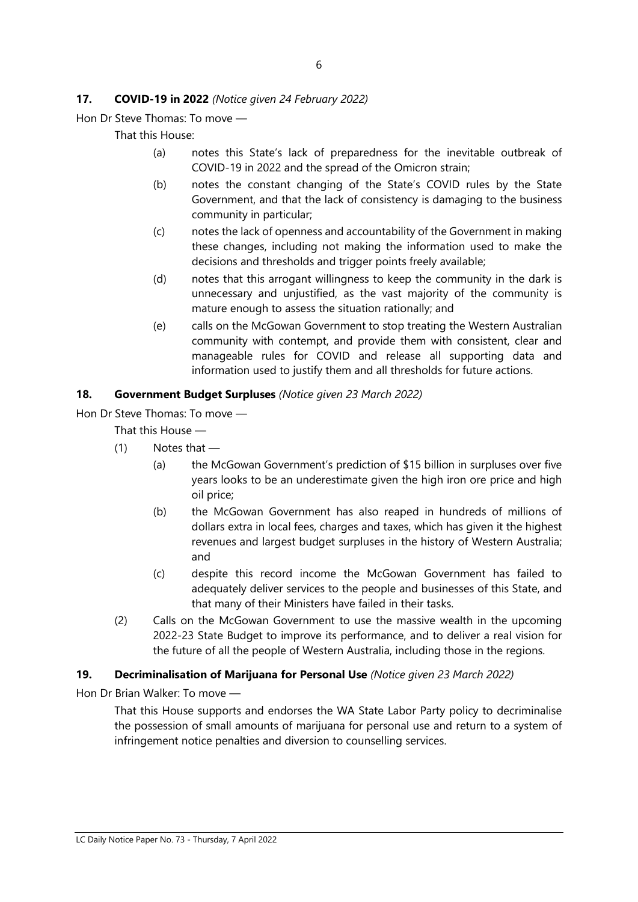**17. COVID-19 in 2022** *(Notice given 24 February 2022)*

Hon Dr Steve Thomas: To move —

That this House:

(a) notes this State's lack of preparedness for the inevitable outbreak of COVID-19 in 2022 and the spread of the Omicron strain;

(b) notes the constant changing of the State's COVID rules by the State Government, and that the lack of consistency is damaging to the business community in particular;

(c) notes the lack of openness and accountability of the Government in making these changes, including not making the information used to make the decisions and thresholds and trigger points freely available;

(d) notes that this arrogant willingness to keep the community in the dark is unnecessary and unjustified, as the vast majority of the community is mature enough to assess the situation rationally; and

(e) calls on the McGowan Government to stop treating the Western Australian community with contempt, and provide them with consistent, clear and manageable rules for COVID and release all supporting data and information used to justify them and all thresholds for future actions.

**18. Government Budget Surpluses** *(Notice given 23 March 2022)*

Hon Dr Steve Thomas: To move —

That this House —

(1) Notes that —

(a) the McGowan Government's prediction of $15 billion in surpluses over five years looks to be an underestimate given the high iron ore price and high oil price;

(b) the McGowan Government has also reaped in hundreds of millions of dollars extra in local fees, charges and taxes, which has given it the highest revenues and largest budget surpluses in the history of Western Australia; and

(c) despite this record income the McGowan Government has failed to adequately deliver services to the people and businesses of this State, and that many of their Ministers have failed in their tasks.

(2) Calls on the McGowan Government to use the massive wealth in the upcoming 2022-23 State Budget to improve its performance, and to deliver a real vision for the future of all the people of Western Australia, including those in the regions.

**19. Decriminalisation of Marijuana for Personal Use** *(Notice given 23 March 2022)*

Hon Dr Brian Walker: To move —

That this House supports and endorses the WA State Labor Party policy to decriminalise the possession of small amounts of marijuana for personal use and return to a system of infringement notice penalties and diversion to counselling services.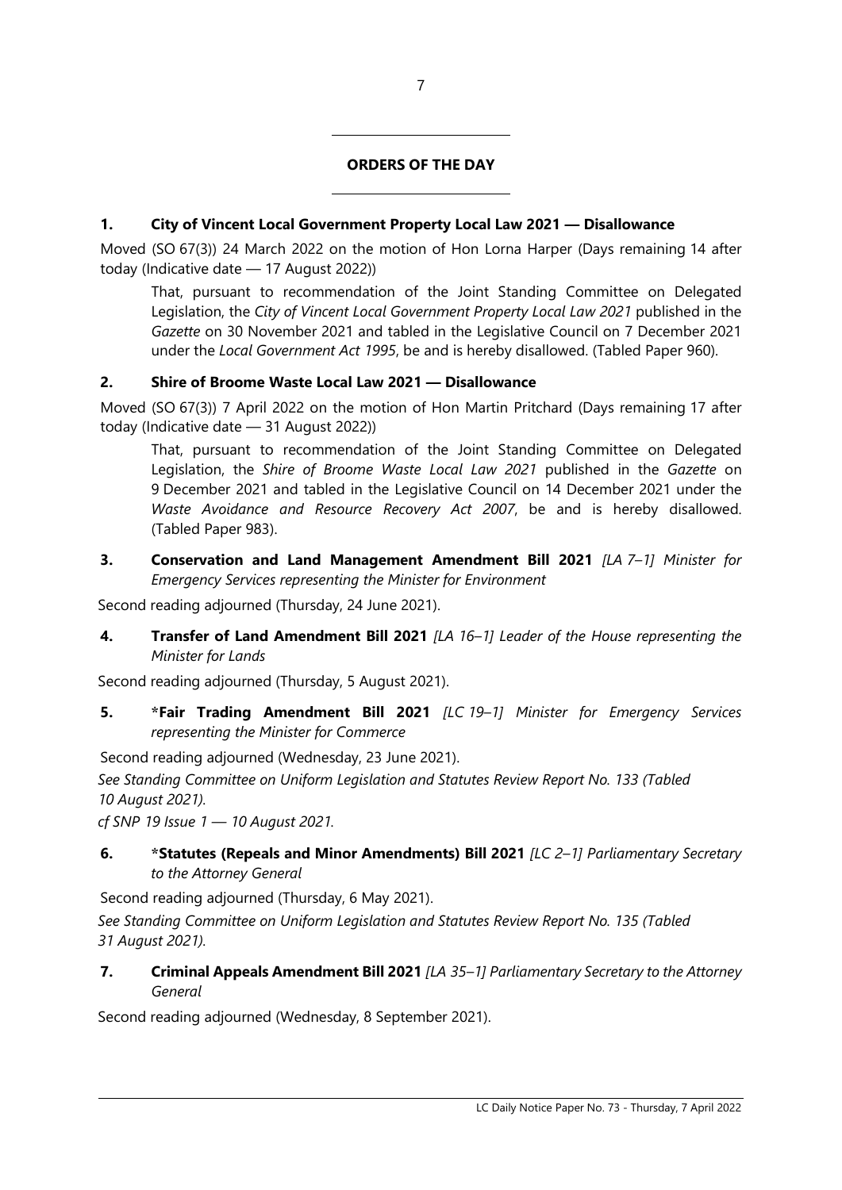## ORDERS OF THE DAY

### 1. City of Vincent Local Government Property Local Law 2021 — Disallowance

Moved (SO 67(3)) 24 March 2022 on the motion of Hon Lorna Harper (Days remaining 14 after today (Indicative date — 17 August 2022))

> That, pursuant to recommendation of the Joint Standing Committee on Delegated Legislation, the *City of Vincent Local Government Property Local Law 2021* published in the *Gazette* on 30 November 2021 and tabled in the Legislative Council on 7 December 2021 under the *Local Government Act 1995*, be and is hereby disallowed. (Tabled Paper 960).

### 2. Shire of Broome Waste Local Law 2021 — Disallowance

Moved (SO 67(3)) 7 April 2022 on the motion of Hon Martin Pritchard (Days remaining 17 after today (Indicative date — 31 August 2022))

> That, pursuant to recommendation of the Joint Standing Committee on Delegated Legislation, the *Shire of Broome Waste Local Law 2021* published in the *Gazette* on 9 December 2021 and tabled in the Legislative Council on 14 December 2021 under the *Waste Avoidance and Resource Recovery Act 2007*, be and is hereby disallowed. (Tabled Paper 983).

### 3. Conservation and Land Management Amendment Bill 2021 *[LA 7–1] Minister for Emergency Services representing the Minister for Environment*

Second reading adjourned (Thursday, 24 June 2021).

### 4. Transfer of Land Amendment Bill 2021 *[LA 16–1] Leader of the House representing the Minister for Lands*

Second reading adjourned (Thursday, 5 August 2021).

### 5. *Fair Trading Amendment Bill 2021 *[LC 19–1] Minister for Emergency Services representing the Minister for Commerce*

Second reading adjourned (Wednesday, 23 June 2021).

*See Standing Committee on Uniform Legislation and Statutes Review Report No. 133 (Tabled 10 August 2021).*

*cf SNP 19 Issue 1 — 10 August 2021.*

### 6. *Statutes (Repeals and Minor Amendments) Bill 2021 *[LC 2–1] Parliamentary Secretary to the Attorney General*

Second reading adjourned (Thursday, 6 May 2021).

*See Standing Committee on Uniform Legislation and Statutes Review Report No. 135 (Tabled 31 August 2021).*

### 7. Criminal Appeals Amendment Bill 2021 *[LA 35–1] Parliamentary Secretary to the Attorney General*

Second reading adjourned (Wednesday, 8 September 2021).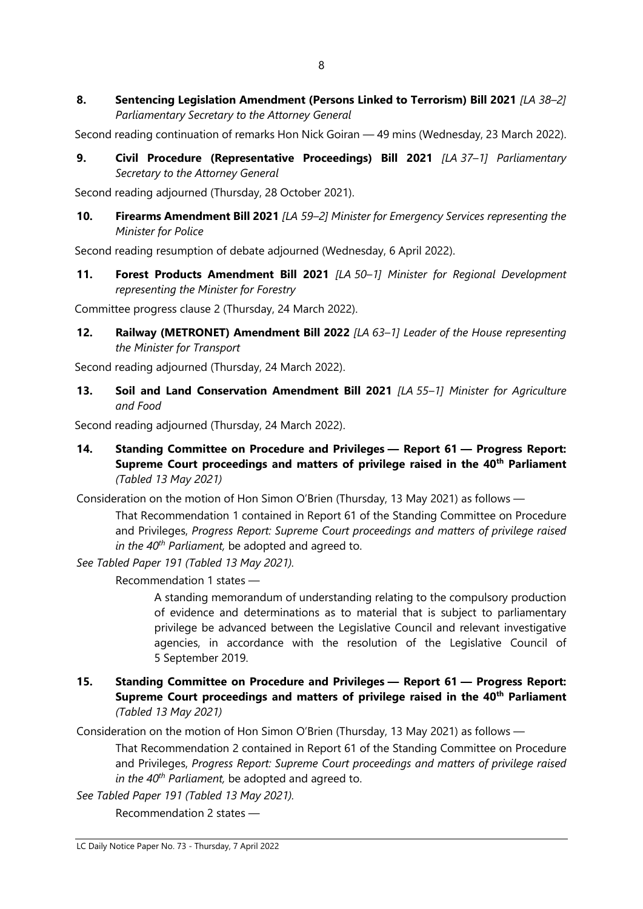**8. Sentencing Legislation Amendment (Persons Linked to Terrorism) Bill 2021** *[LA 38–2] Parliamentary Secretary to the Attorney General*

Second reading continuation of remarks Hon Nick Goiran — 49 mins (Wednesday, 23 March 2022).

**9. Civil Procedure (Representative Proceedings) Bill 2021** *[LA 37–1] Parliamentary Secretary to the Attorney General*

Second reading adjourned (Thursday, 28 October 2021).

**10. Firearms Amendment Bill 2021** *[LA 59–2] Minister for Emergency Services representing the Minister for Police*

Second reading resumption of debate adjourned (Wednesday, 6 April 2022).

**11. Forest Products Amendment Bill 2021** *[LA 50–1] Minister for Regional Development representing the Minister for Forestry*

Committee progress clause 2 (Thursday, 24 March 2022).

**12. Railway (METRONET) Amendment Bill 2022** *[LA 63–1] Leader of the House representing the Minister for Transport*

Second reading adjourned (Thursday, 24 March 2022).

**13. Soil and Land Conservation Amendment Bill 2021** *[LA 55–1] Minister for Agriculture and Food*

Second reading adjourned (Thursday, 24 March 2022).

**14. Standing Committee on Procedure and Privileges — Report 61 — Progress Report: Supreme Court proceedings and matters of privilege raised in the 40th Parliament** *(Tabled 13 May 2021)*

Consideration on the motion of Hon Simon O'Brien (Thursday, 13 May 2021) as follows —

> That Recommendation 1 contained in Report 61 of the Standing Committee on Procedure and Privileges, *Progress Report: Supreme Court proceedings and matters of privilege raised in the 40th Parliament,* be adopted and agreed to.

*See Tabled Paper 191 (Tabled 13 May 2021).*

> Recommendation 1 states —
>
> > A standing memorandum of understanding relating to the compulsory production of evidence and determinations as to material that is subject to parliamentary privilege be advanced between the Legislative Council and relevant investigative agencies, in accordance with the resolution of the Legislative Council of 5 September 2019.

**15. Standing Committee on Procedure and Privileges — Report 61 — Progress Report: Supreme Court proceedings and matters of privilege raised in the 40th Parliament** *(Tabled 13 May 2021)*

Consideration on the motion of Hon Simon O'Brien (Thursday, 13 May 2021) as follows —

> That Recommendation 2 contained in Report 61 of the Standing Committee on Procedure and Privileges, *Progress Report: Supreme Court proceedings and matters of privilege raised in the 40th Parliament,* be adopted and agreed to.

*See Tabled Paper 191 (Tabled 13 May 2021).*

> Recommendation 2 states —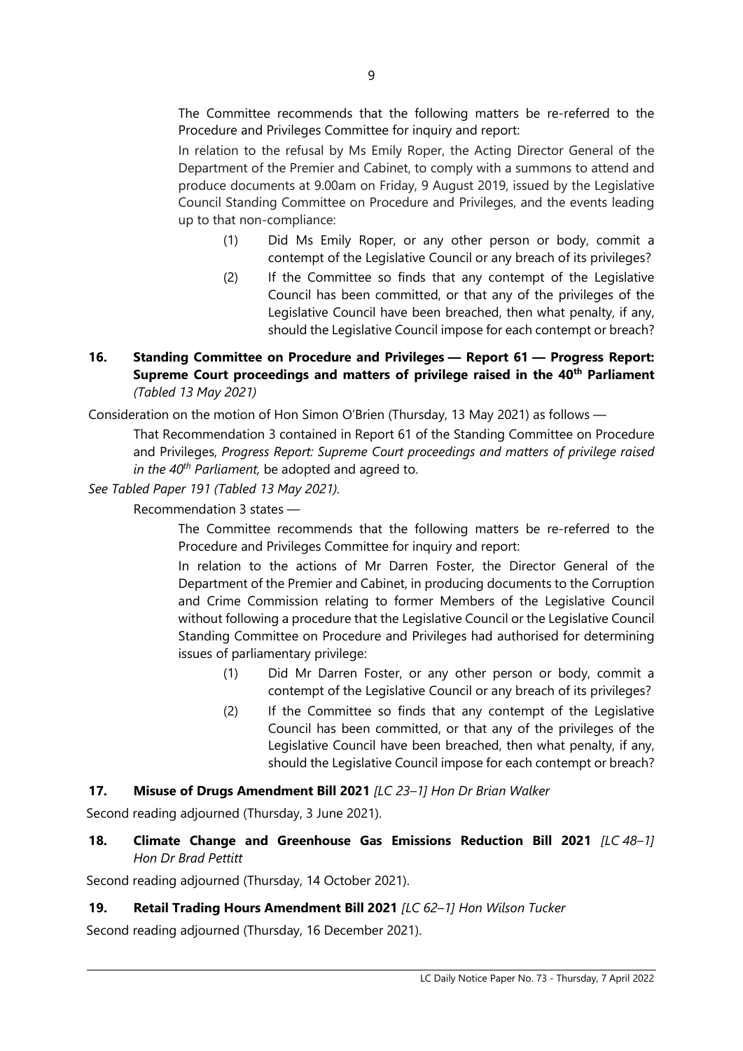> The Committee recommends that the following matters be re-referred to the Procedure and Privileges Committee for inquiry and report:
>
> In relation to the refusal by Ms Emily Roper, the Acting Director General of the Department of the Premier and Cabinet, to comply with a summons to attend and produce documents at 9.00am on Friday, 9 August 2019, issued by the Legislative Council Standing Committee on Procedure and Privileges, and the events leading up to that non-compliance:
>
> (1) Did Ms Emily Roper, or any other person or body, commit a contempt of the Legislative Council or any breach of its privileges?
>
> (2) If the Committee so finds that any contempt of the Legislative Council has been committed, or that any of the privileges of the Legislative Council have been breached, then what penalty, if any, should the Legislative Council impose for each contempt or breach?

**16. Standing Committee on Procedure and Privileges — Report 61 — Progress Report: Supreme Court proceedings and matters of privilege raised in the 40th Parliament** *(Tabled 13 May 2021)*

Consideration on the motion of Hon Simon O'Brien (Thursday, 13 May 2021) as follows —

> That Recommendation 3 contained in Report 61 of the Standing Committee on Procedure and Privileges, *Progress Report: Supreme Court proceedings and matters of privilege raised in the 40th Parliament,* be adopted and agreed to.

*See Tabled Paper 191 (Tabled 13 May 2021).*

Recommendation 3 states —

> The Committee recommends that the following matters be re-referred to the Procedure and Privileges Committee for inquiry and report:
>
> In relation to the actions of Mr Darren Foster, the Director General of the Department of the Premier and Cabinet, in producing documents to the Corruption and Crime Commission relating to former Members of the Legislative Council without following a procedure that the Legislative Council or the Legislative Council Standing Committee on Procedure and Privileges had authorised for determining issues of parliamentary privilege:
>
> (1) Did Mr Darren Foster, or any other person or body, commit a contempt of the Legislative Council or any breach of its privileges?
>
> (2) If the Committee so finds that any contempt of the Legislative Council has been committed, or that any of the privileges of the Legislative Council have been breached, then what penalty, if any, should the Legislative Council impose for each contempt or breach?

**17. Misuse of Drugs Amendment Bill 2021** *[LC 23–1] Hon Dr Brian Walker*

Second reading adjourned (Thursday, 3 June 2021).

**18. Climate Change and Greenhouse Gas Emissions Reduction Bill 2021** *[LC 48–1] Hon Dr Brad Pettitt*

Second reading adjourned (Thursday, 14 October 2021).

**19. Retail Trading Hours Amendment Bill 2021** *[LC 62–1] Hon Wilson Tucker*

Second reading adjourned (Thursday, 16 December 2021).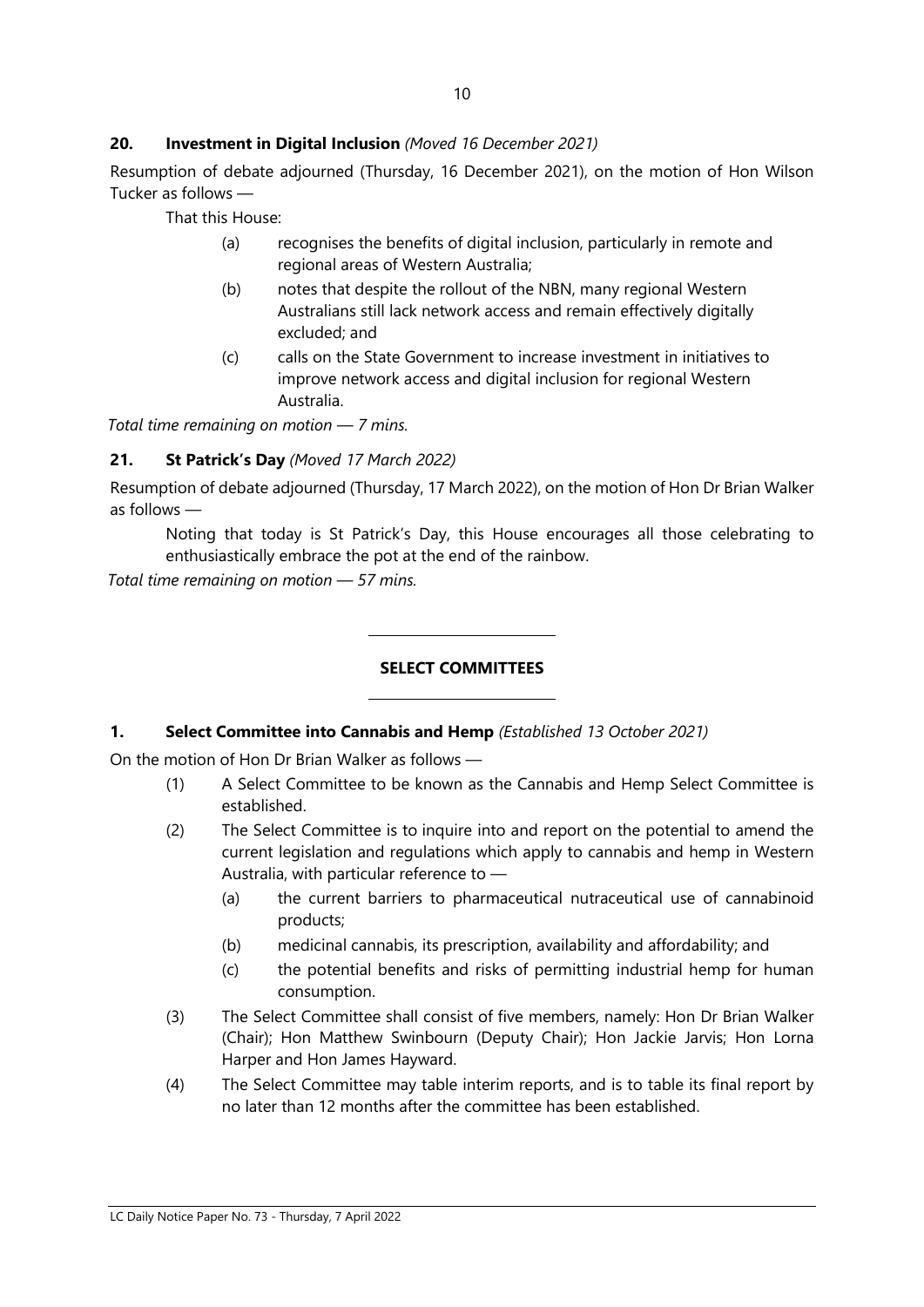**20. Investment in Digital Inclusion** *(Moved 16 December 2021)*

Resumption of debate adjourned (Thursday, 16 December 2021), on the motion of Hon Wilson Tucker as follows —

That this House:

(a) recognises the benefits of digital inclusion, particularly in remote and regional areas of Western Australia;

(b) notes that despite the rollout of the NBN, many regional Western Australians still lack network access and remain effectively digitally excluded; and

(c) calls on the State Government to increase investment in initiatives to improve network access and digital inclusion for regional Western Australia.

*Total time remaining on motion — 7 mins.*

**21. St Patrick's Day** *(Moved 17 March 2022)*

Resumption of debate adjourned (Thursday, 17 March 2022), on the motion of Hon Dr Brian Walker as follows —

Noting that today is St Patrick's Day, this House encourages all those celebrating to enthusiastically embrace the pot at the end of the rainbow.

*Total time remaining on motion — 57 mins.*

## SELECT COMMITTEES

**1. Select Committee into Cannabis and Hemp** *(Established 13 October 2021)*

On the motion of Hon Dr Brian Walker as follows —

(1) A Select Committee to be known as the Cannabis and Hemp Select Committee is established.

(2) The Select Committee is to inquire into and report on the potential to amend the current legislation and regulations which apply to cannabis and hemp in Western Australia, with particular reference to —

(a) the current barriers to pharmaceutical nutraceutical use of cannabinoid products;

(b) medicinal cannabis, its prescription, availability and affordability; and

(c) the potential benefits and risks of permitting industrial hemp for human consumption.

(3) The Select Committee shall consist of five members, namely: Hon Dr Brian Walker (Chair); Hon Matthew Swinbourn (Deputy Chair); Hon Jackie Jarvis; Hon Lorna Harper and Hon James Hayward.

(4) The Select Committee may table interim reports, and is to table its final report by no later than 12 months after the committee has been established.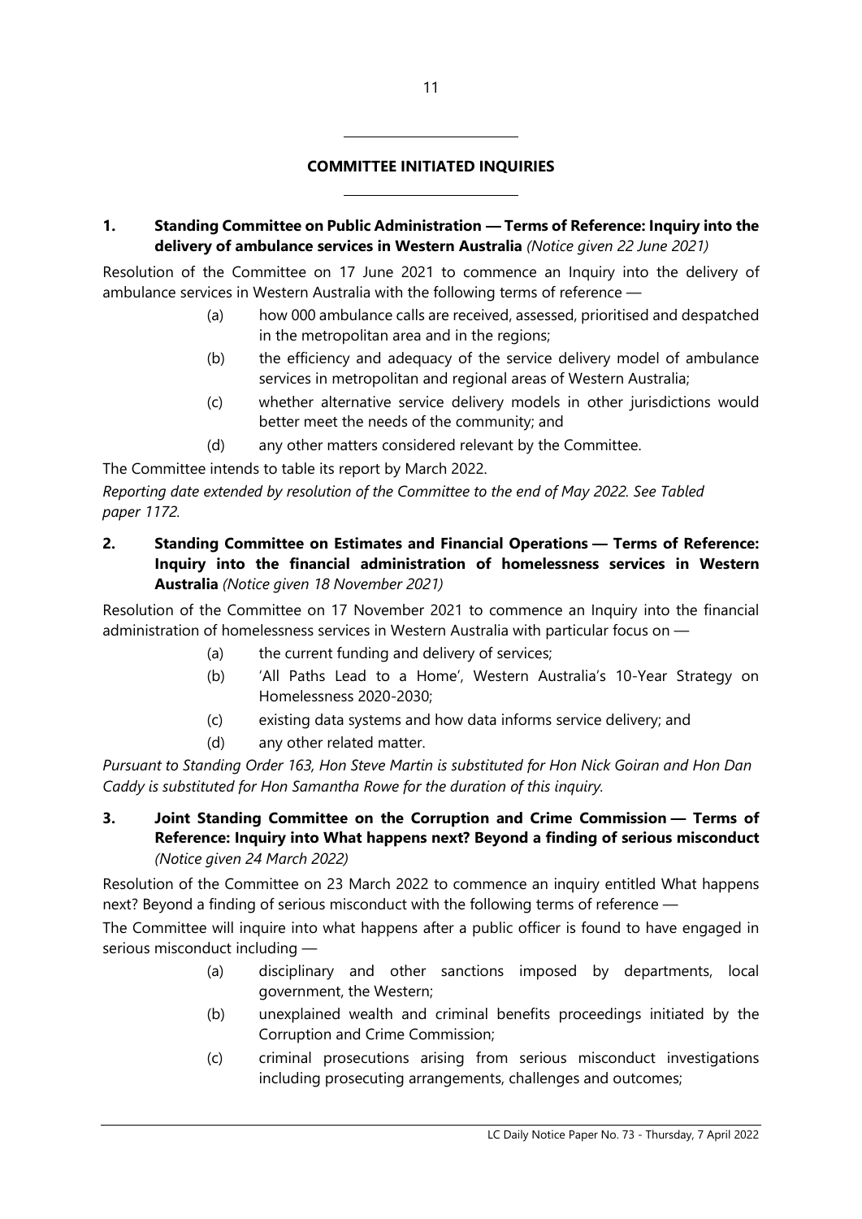## COMMITTEE INITIATED INQUIRIES

**1. Standing Committee on Public Administration — Terms of Reference: Inquiry into the delivery of ambulance services in Western Australia** *(Notice given 22 June 2021)*

Resolution of the Committee on 17 June 2021 to commence an Inquiry into the delivery of ambulance services in Western Australia with the following terms of reference —

- (a) how 000 ambulance calls are received, assessed, prioritised and despatched in the metropolitan area and in the regions;
- (b) the efficiency and adequacy of the service delivery model of ambulance services in metropolitan and regional areas of Western Australia;
- (c) whether alternative service delivery models in other jurisdictions would better meet the needs of the community; and
- (d) any other matters considered relevant by the Committee.

The Committee intends to table its report by March 2022.

*Reporting date extended by resolution of the Committee to the end of May 2022. See Tabled paper 1172.*

**2. Standing Committee on Estimates and Financial Operations — Terms of Reference: Inquiry into the financial administration of homelessness services in Western Australia** *(Notice given 18 November 2021)*

Resolution of the Committee on 17 November 2021 to commence an Inquiry into the financial administration of homelessness services in Western Australia with particular focus on —

- (a) the current funding and delivery of services;
- (b) 'All Paths Lead to a Home', Western Australia's 10-Year Strategy on Homelessness 2020-2030;
- (c) existing data systems and how data informs service delivery; and
- (d) any other related matter.

*Pursuant to Standing Order 163, Hon Steve Martin is substituted for Hon Nick Goiran and Hon Dan Caddy is substituted for Hon Samantha Rowe for the duration of this inquiry.*

**3. Joint Standing Committee on the Corruption and Crime Commission — Terms of Reference: Inquiry into What happens next? Beyond a finding of serious misconduct** *(Notice given 24 March 2022)*

Resolution of the Committee on 23 March 2022 to commence an inquiry entitled What happens next? Beyond a finding of serious misconduct with the following terms of reference —

The Committee will inquire into what happens after a public officer is found to have engaged in serious misconduct including —

- (a) disciplinary and other sanctions imposed by departments, local government, the Western;
- (b) unexplained wealth and criminal benefits proceedings initiated by the Corruption and Crime Commission;
- (c) criminal prosecutions arising from serious misconduct investigations including prosecuting arrangements, challenges and outcomes;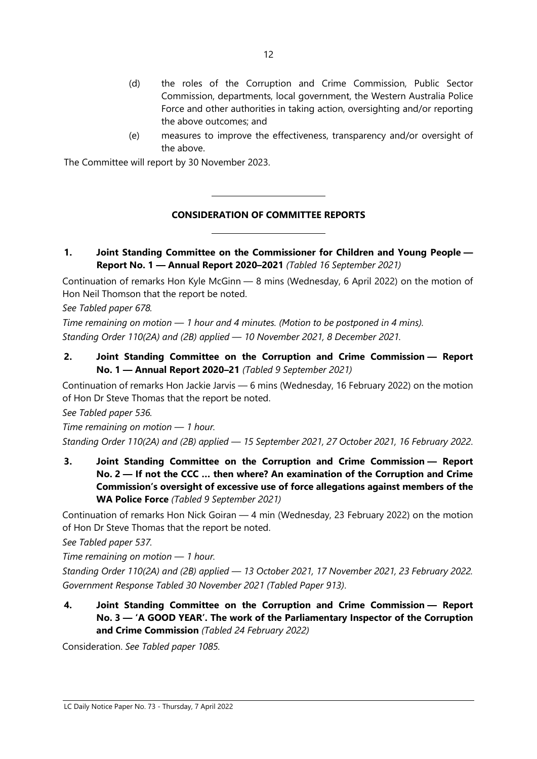(d) the roles of the Corruption and Crime Commission, Public Sector Commission, departments, local government, the Western Australia Police Force and other authorities in taking action, oversighting and/or reporting the above outcomes; and

(e) measures to improve the effectiveness, transparency and/or oversight of the above.

The Committee will report by 30 November 2023.

---

## CONSIDERATION OF COMMITTEE REPORTS

---

**1. Joint Standing Committee on the Commissioner for Children and Young People — Report No. 1 — Annual Report 2020–2021** *(Tabled 16 September 2021)*

Continuation of remarks Hon Kyle McGinn — 8 mins (Wednesday, 6 April 2022) on the motion of Hon Neil Thomson that the report be noted.

*See Tabled paper 678.*

*Time remaining on motion — 1 hour and 4 minutes. (Motion to be postponed in 4 mins).*

*Standing Order 110(2A) and (2B) applied — 10 November 2021, 8 December 2021.*

**2. Joint Standing Committee on the Corruption and Crime Commission — Report No. 1 — Annual Report 2020–21** *(Tabled 9 September 2021)*

Continuation of remarks Hon Jackie Jarvis — 6 mins (Wednesday, 16 February 2022) on the motion of Hon Dr Steve Thomas that the report be noted.

*See Tabled paper 536.*

*Time remaining on motion — 1 hour.*

*Standing Order 110(2A) and (2B) applied — 15 September 2021, 27 October 2021, 16 February 2022.*

**3. Joint Standing Committee on the Corruption and Crime Commission — Report No. 2 — If not the CCC … then where? An examination of the Corruption and Crime Commission's oversight of excessive use of force allegations against members of the WA Police Force** *(Tabled 9 September 2021)*

Continuation of remarks Hon Nick Goiran — 4 min (Wednesday, 23 February 2022) on the motion of Hon Dr Steve Thomas that the report be noted.

*See Tabled paper 537.*

*Time remaining on motion — 1 hour.*

*Standing Order 110(2A) and (2B) applied — 13 October 2021, 17 November 2021, 23 February 2022.*

*Government Response Tabled 30 November 2021 (Tabled Paper 913).*

**4. Joint Standing Committee on the Corruption and Crime Commission — Report No. 3 — 'A GOOD YEAR'. The work of the Parliamentary Inspector of the Corruption and Crime Commission** *(Tabled 24 February 2022)*

Consideration. *See Tabled paper 1085.*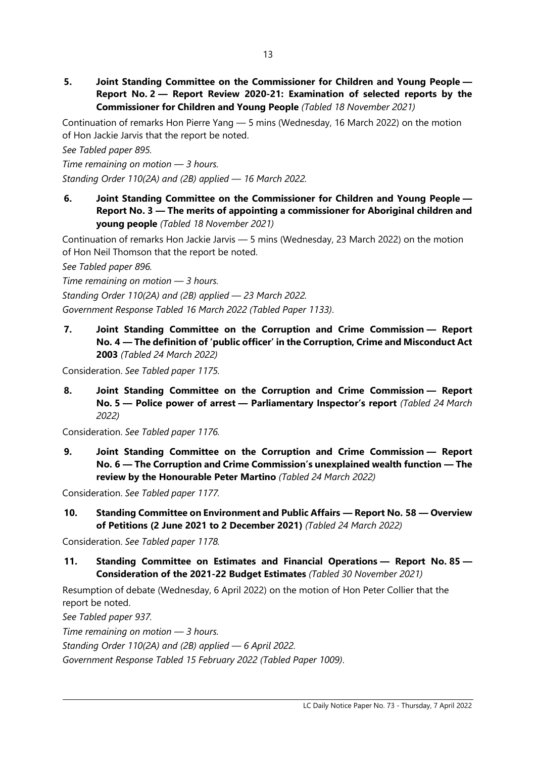**5. Joint Standing Committee on the Commissioner for Children and Young People — Report No. 2 — Report Review 2020-21: Examination of selected reports by the Commissioner for Children and Young People** *(Tabled 18 November 2021)*

Continuation of remarks Hon Pierre Yang — 5 mins (Wednesday, 16 March 2022) on the motion of Hon Jackie Jarvis that the report be noted.

*See Tabled paper 895.*

*Time remaining on motion — 3 hours.*

*Standing Order 110(2A) and (2B) applied — 16 March 2022.*

**6. Joint Standing Committee on the Commissioner for Children and Young People — Report No. 3 — The merits of appointing a commissioner for Aboriginal children and young people** *(Tabled 18 November 2021)*

Continuation of remarks Hon Jackie Jarvis — 5 mins (Wednesday, 23 March 2022) on the motion of Hon Neil Thomson that the report be noted.

*See Tabled paper 896.*

*Time remaining on motion — 3 hours.*

*Standing Order 110(2A) and (2B) applied — 23 March 2022.*

*Government Response Tabled 16 March 2022 (Tabled Paper 1133).*

**7. Joint Standing Committee on the Corruption and Crime Commission — Report No. 4 — The definition of 'public officer' in the Corruption, Crime and Misconduct Act 2003** *(Tabled 24 March 2022)*

Consideration. *See Tabled paper 1175.*

**8. Joint Standing Committee on the Corruption and Crime Commission — Report No. 5 — Police power of arrest — Parliamentary Inspector's report** *(Tabled 24 March 2022)*

Consideration. *See Tabled paper 1176.*

**9. Joint Standing Committee on the Corruption and Crime Commission — Report No. 6 — The Corruption and Crime Commission's unexplained wealth function — The review by the Honourable Peter Martino** *(Tabled 24 March 2022)*

Consideration. *See Tabled paper 1177.*

**10. Standing Committee on Environment and Public Affairs — Report No. 58 — Overview of Petitions (2 June 2021 to 2 December 2021)** *(Tabled 24 March 2022)*

Consideration. *See Tabled paper 1178.*

**11. Standing Committee on Estimates and Financial Operations — Report No. 85 — Consideration of the 2021-22 Budget Estimates** *(Tabled 30 November 2021)*

Resumption of debate (Wednesday, 6 April 2022) on the motion of Hon Peter Collier that the report be noted.

*See Tabled paper 937.*

*Time remaining on motion — 3 hours.*

*Standing Order 110(2A) and (2B) applied — 6 April 2022.*

*Government Response Tabled 15 February 2022 (Tabled Paper 1009).*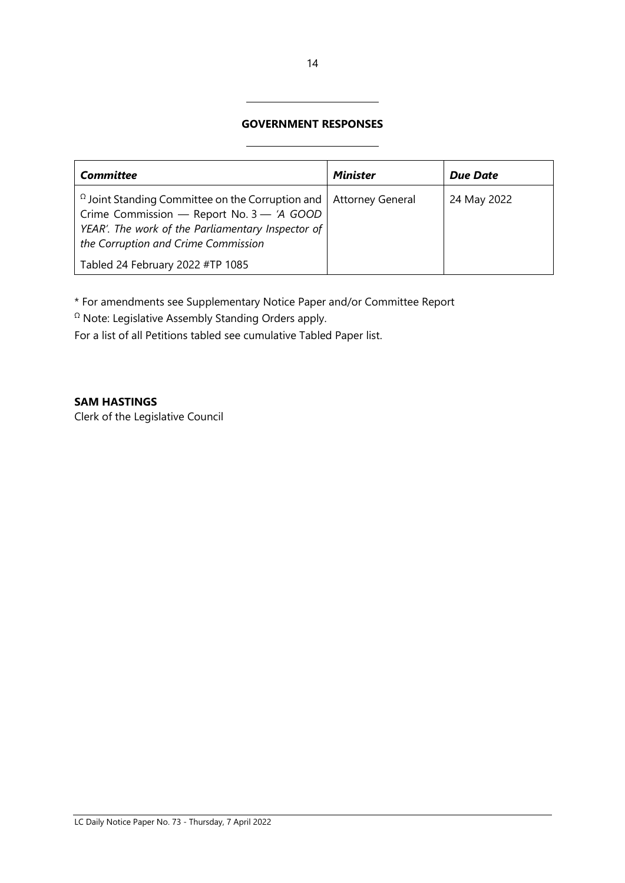## GOVERNMENT RESPONSES

| ***Committee*** | ***Minister*** | ***Due Date*** |
|---|---|---|
| Ω Joint Standing Committee on the Corruption and Crime Commission — Report No. 3 — *'A GOOD YEAR'. The work of the Parliamentary Inspector of the Corruption and Crime Commission*<br><br>Tabled 24 February 2022 #TP 1085 | Attorney General | 24 May 2022 |

\* For amendments see Supplementary Notice Paper and/or Committee Report

Ω Note: Legislative Assembly Standing Orders apply.

For a list of all Petitions tabled see cumulative Tabled Paper list.

**SAM HASTINGS**
Clerk of the Legislative Council